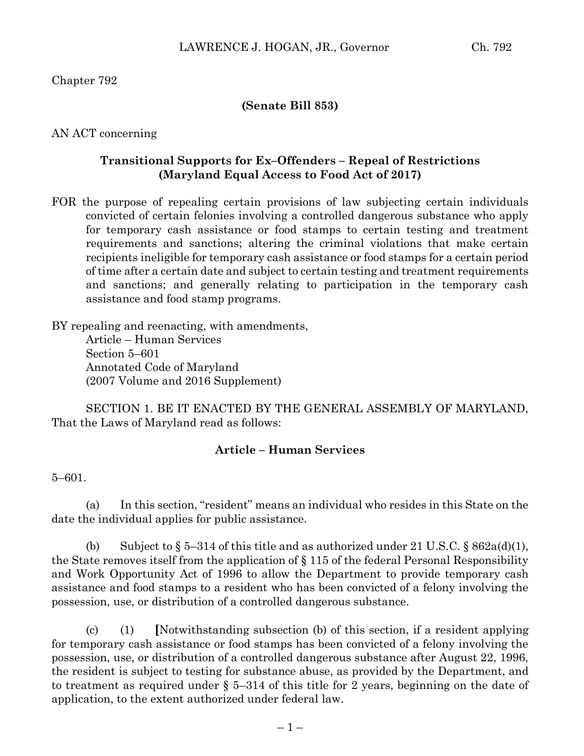Chapter 792

**(Senate Bill 853)**

AN ACT concerning

**Transitional Supports for Ex–Offenders – Repeal of Restrictions (Maryland Equal Access to Food Act of 2017)**

FOR the purpose of repealing certain provisions of law subjecting certain individuals convicted of certain felonies involving a controlled dangerous substance who apply for temporary cash assistance or food stamps to certain testing and treatment requirements and sanctions; altering the criminal violations that make certain recipients ineligible for temporary cash assistance or food stamps for a certain period of time after a certain date and subject to certain testing and treatment requirements and sanctions; and generally relating to participation in the temporary cash assistance and food stamp programs.

BY repealing and reenacting, with amendments,
Article – Human Services
Section 5–601
Annotated Code of Maryland
(2007 Volume and 2016 Supplement)

SECTION 1. BE IT ENACTED BY THE GENERAL ASSEMBLY OF MARYLAND, That the Laws of Maryland read as follows:

**Article – Human Services**

5–601.

(a) In this section, "resident" means an individual who resides in this State on the date the individual applies for public assistance.

(b) Subject to § 5–314 of this title and as authorized under 21 U.S.C. § 862a(d)(1), the State removes itself from the application of § 115 of the federal Personal Responsibility and Work Opportunity Act of 1996 to allow the Department to provide temporary cash assistance and food stamps to a resident who has been convicted of a felony involving the possession, use, or distribution of a controlled dangerous substance.

(c) (1) **[**Notwithstanding subsection (b) of this section, if a resident applying for temporary cash assistance or food stamps has been convicted of a felony involving the possession, use, or distribution of a controlled dangerous substance after August 22, 1996, the resident is subject to testing for substance abuse, as provided by the Department, and to treatment as required under § 5–314 of this title for 2 years, beginning on the date of application, to the extent authorized under federal law.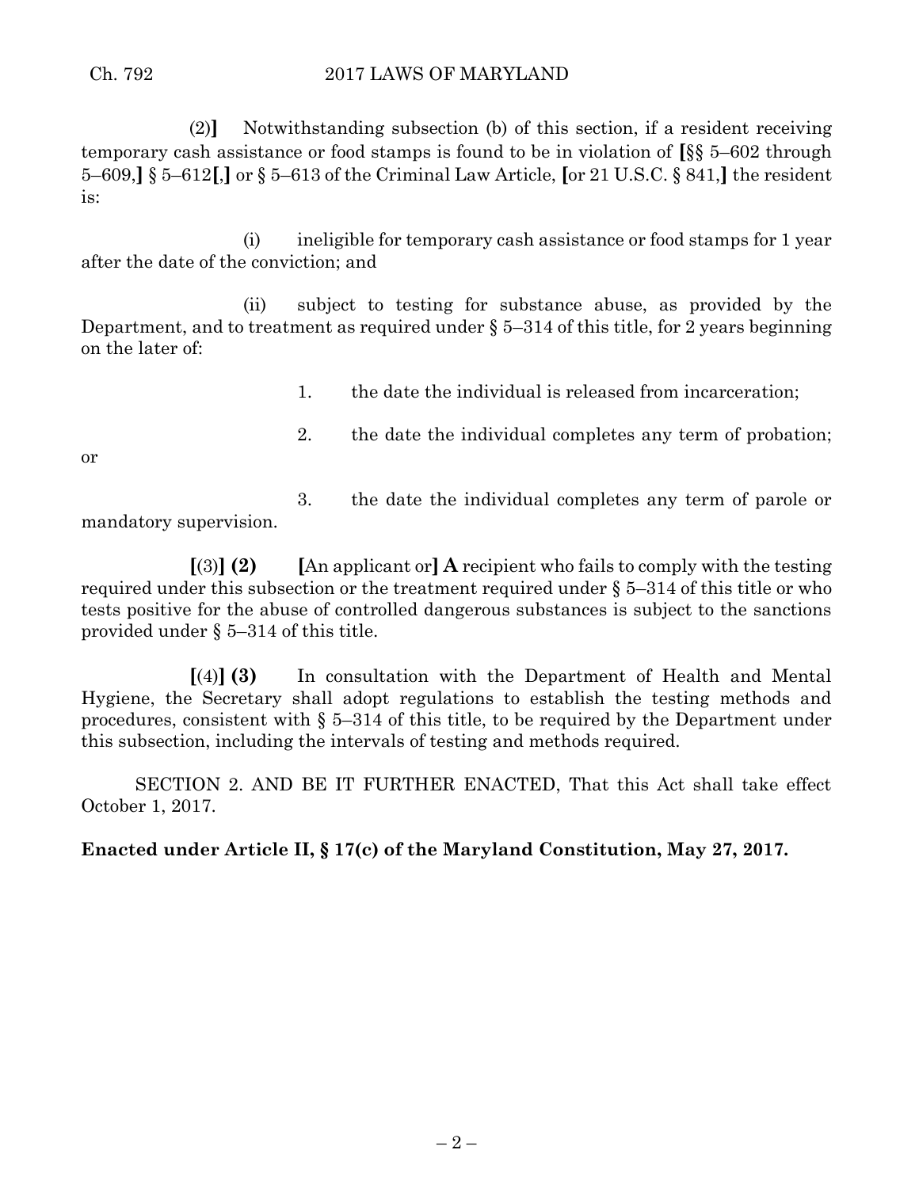(2)**]** Notwithstanding subsection (b) of this section, if a resident receiving temporary cash assistance or food stamps is found to be in violation of **[**§§ 5–602 through 5–609,**]** § 5–612**[**,**]** or § 5–613 of the Criminal Law Article, **[**or 21 U.S.C. § 841,**]** the resident is:

(i) ineligible for temporary cash assistance or food stamps for 1 year after the date of the conviction; and

(ii) subject to testing for substance abuse, as provided by the Department, and to treatment as required under § 5–314 of this title, for 2 years beginning on the later of:

1. the date the individual is released from incarceration;

2. the date the individual completes any term of probation; or

3. the date the individual completes any term of parole or mandatory supervision.

**[**(3)**] (2)** **[**An applicant or**] A** recipient who fails to comply with the testing required under this subsection or the treatment required under § 5–314 of this title or who tests positive for the abuse of controlled dangerous substances is subject to the sanctions provided under § 5–314 of this title.

**[**(4)**] (3)** In consultation with the Department of Health and Mental Hygiene, the Secretary shall adopt regulations to establish the testing methods and procedures, consistent with § 5–314 of this title, to be required by the Department under this subsection, including the intervals of testing and methods required.

SECTION 2. AND BE IT FURTHER ENACTED, That this Act shall take effect October 1, 2017.

**Enacted under Article II, § 17(c) of the Maryland Constitution, May 27, 2017.**